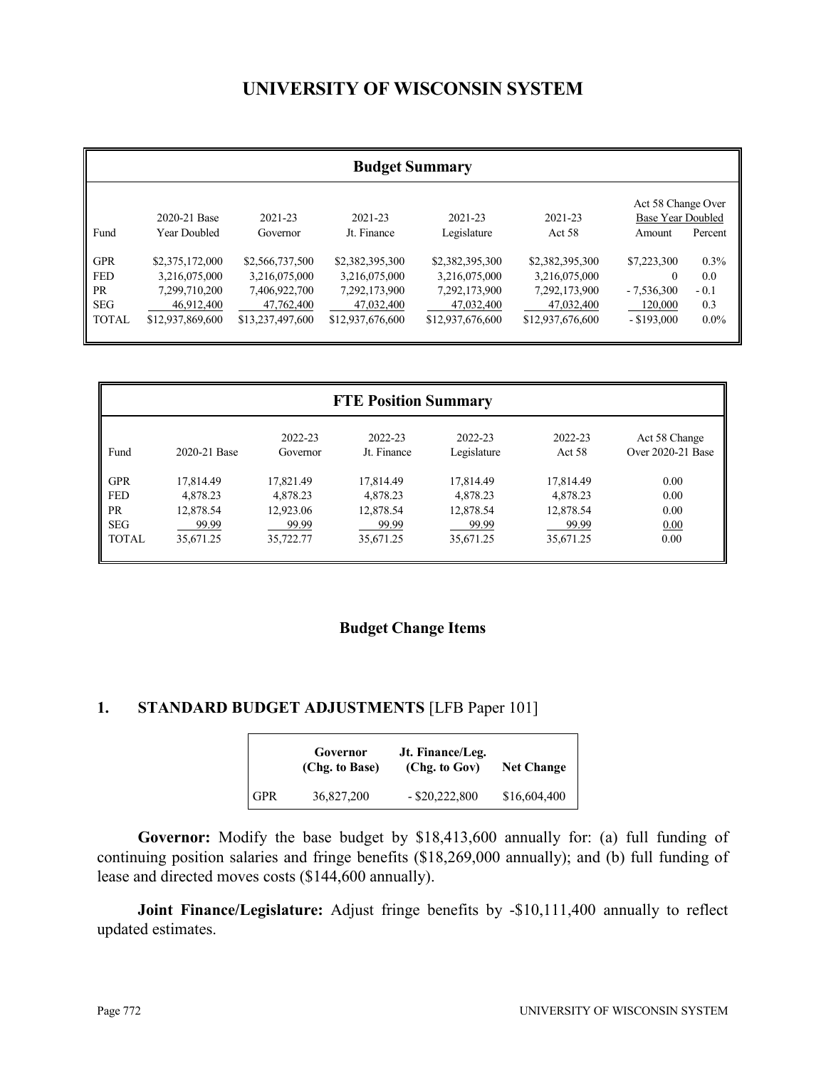# UNIVERSITY OF WISCONSIN SYSTEM

| Budget Summary | | | | | | | |
|---|---|---|---|---|---|---|---|
| Fund | 2020-21 Base Year Doubled | 2021-23 Governor | 2021-23 Jt. Finance | 2021-23 Legislature | 2021-23 Act 58 | Act 58 Change Over Base Year Doubled Amount | Percent |
| GPR | $2,375,172,000 | $2,566,737,500 | $2,382,395,300 | $2,382,395,300 | $2,382,395,300 | $7,223,300 | 0.3% |
| FED | 3,216,075,000 | 3,216,075,000 | 3,216,075,000 | 3,216,075,000 | 3,216,075,000 | 0 | 0.0 |
| PR | 7,299,710,200 | 7,406,922,700 | 7,292,173,900 | 7,292,173,900 | 7,292,173,900 | - 7,536,300 | - 0.1 |
| SEG | 46,912,400 | 47,762,400 | 47,032,400 | 47,032,400 | 47,032,400 | 120,000 | 0.3 |
| TOTAL | $12,937,869,600 | $13,237,497,600 | $12,937,676,600 | $12,937,676,600 | $12,937,676,600 | - $193,000 | 0.0% |

| FTE Position Summary | | | | | | |
|---|---|---|---|---|---|---|
| Fund | 2020-21 Base | 2022-23 Governor | 2022-23 Jt. Finance | 2022-23 Legislature | 2022-23 Act 58 | Act 58 Change Over 2020-21 Base |
| GPR | 17,814.49 | 17,821.49 | 17,814.49 | 17,814.49 | 17,814.49 | 0.00 |
| FED | 4,878.23 | 4,878.23 | 4,878.23 | 4,878.23 | 4,878.23 | 0.00 |
| PR | 12,878.54 | 12,923.06 | 12,878.54 | 12,878.54 | 12,878.54 | 0.00 |
| SEG | 99.99 | 99.99 | 99.99 | 99.99 | 99.99 | 0.00 |
| TOTAL | 35,671.25 | 35,722.77 | 35,671.25 | 35,671.25 | 35,671.25 | 0.00 |

## Budget Change Items

### 1. STANDARD BUDGET ADJUSTMENTS [LFB Paper 101]

| | Governor (Chg. to Base) | Jt. Finance/Leg. (Chg. to Gov) | Net Change |
|---|---|---|---|
| GPR | 36,827,200 | - $20,222,800 | $16,604,400 |

**Governor:** Modify the base budget by $18,413,600 annually for: (a) full funding of continuing position salaries and fringe benefits ($18,269,000 annually); and (b) full funding of lease and directed moves costs ($144,600 annually).

**Joint Finance/Legislature:** Adjust fringe benefits by -$10,111,400 annually to reflect updated estimates.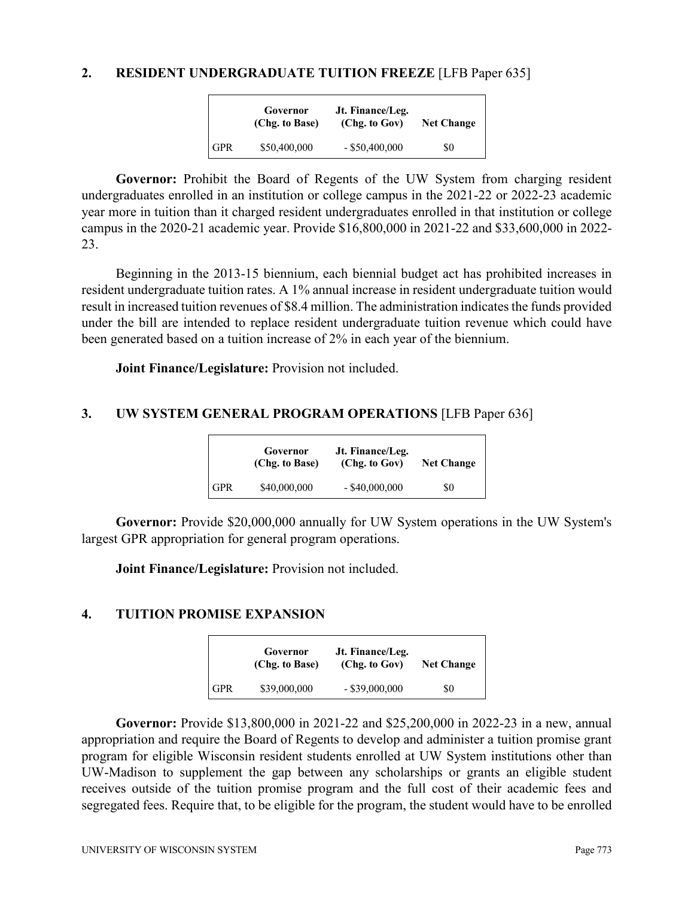## 2. RESIDENT UNDERGRADUATE TUITION FREEZE [LFB Paper 635]

| | Governor (Chg. to Base) | Jt. Finance/Leg. (Chg. to Gov) | Net Change |
|---|---|---|---|
| GPR | $50,400,000 | - $50,400,000 | $0 |

**Governor:** Prohibit the Board of Regents of the UW System from charging resident undergraduates enrolled in an institution or college campus in the 2021-22 or 2022-23 academic year more in tuition than it charged resident undergraduates enrolled in that institution or college campus in the 2020-21 academic year. Provide $16,800,000 in 2021-22 and $33,600,000 in 2022-23.

Beginning in the 2013-15 biennium, each biennial budget act has prohibited increases in resident undergraduate tuition rates. A 1% annual increase in resident undergraduate tuition would result in increased tuition revenues of $8.4 million. The administration indicates the funds provided under the bill are intended to replace resident undergraduate tuition revenue which could have been generated based on a tuition increase of 2% in each year of the biennium.

**Joint Finance/Legislature:** Provision not included.

## 3. UW SYSTEM GENERAL PROGRAM OPERATIONS [LFB Paper 636]

| | Governor (Chg. to Base) | Jt. Finance/Leg. (Chg. to Gov) | Net Change |
|---|---|---|---|
| GPR | $40,000,000 | - $40,000,000 | $0 |

**Governor:** Provide $20,000,000 annually for UW System operations in the UW System's largest GPR appropriation for general program operations.

**Joint Finance/Legislature:** Provision not included.

## 4. TUITION PROMISE EXPANSION

| | Governor (Chg. to Base) | Jt. Finance/Leg. (Chg. to Gov) | Net Change |
|---|---|---|---|
| GPR | $39,000,000 | - $39,000,000 | $0 |

**Governor:** Provide $13,800,000 in 2021-22 and $25,200,000 in 2022-23 in a new, annual appropriation and require the Board of Regents to develop and administer a tuition promise grant program for eligible Wisconsin resident students enrolled at UW System institutions other than UW-Madison to supplement the gap between any scholarships or grants an eligible student receives outside of the tuition promise program and the full cost of their academic fees and segregated fees. Require that, to be eligible for the program, the student would have to be enrolled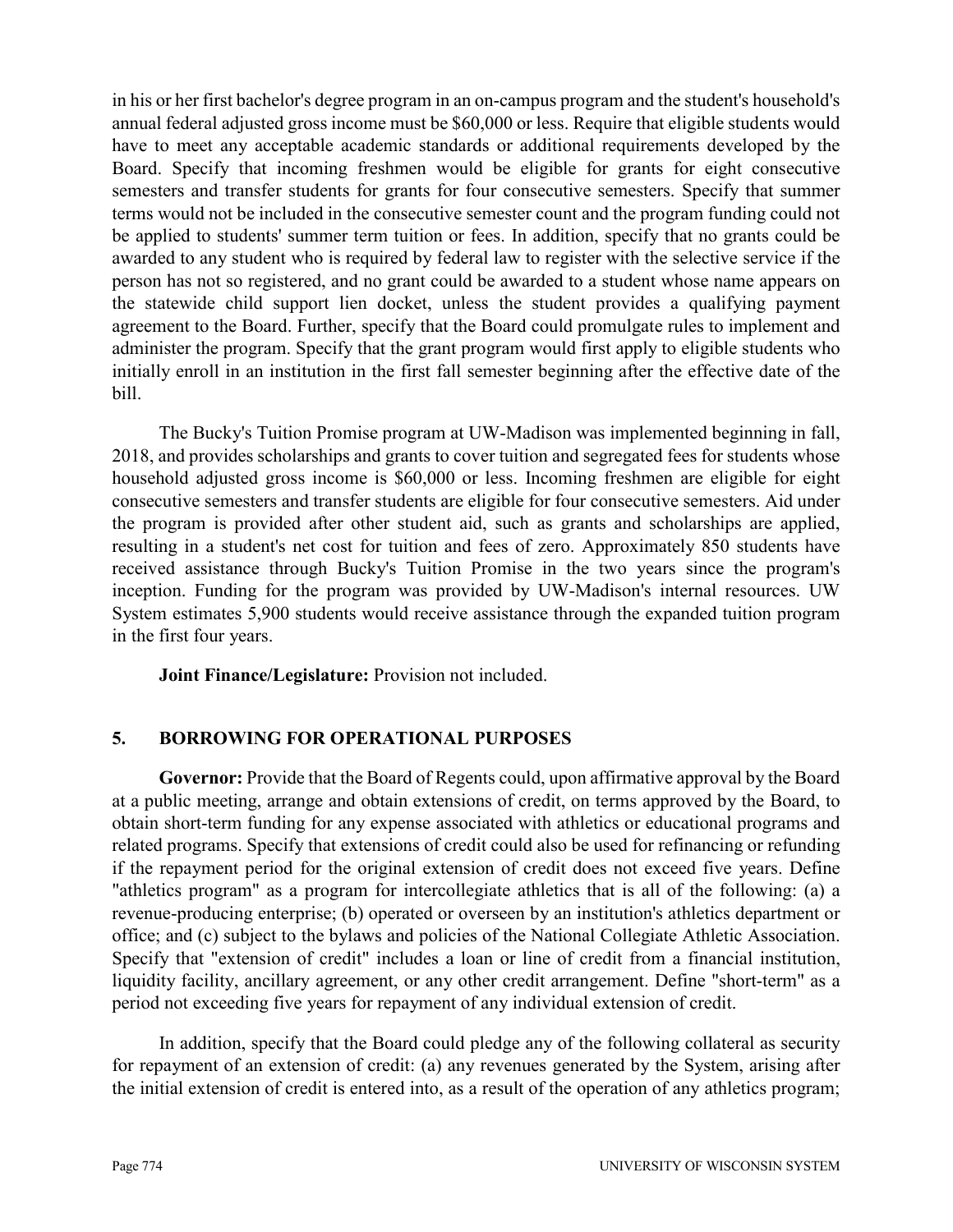in his or her first bachelor's degree program in an on-campus program and the student's household's annual federal adjusted gross income must be $60,000 or less. Require that eligible students would have to meet any acceptable academic standards or additional requirements developed by the Board. Specify that incoming freshmen would be eligible for grants for eight consecutive semesters and transfer students for grants for four consecutive semesters. Specify that summer terms would not be included in the consecutive semester count and the program funding could not be applied to students' summer term tuition or fees. In addition, specify that no grants could be awarded to any student who is required by federal law to register with the selective service if the person has not so registered, and no grant could be awarded to a student whose name appears on the statewide child support lien docket, unless the student provides a qualifying payment agreement to the Board. Further, specify that the Board could promulgate rules to implement and administer the program. Specify that the grant program would first apply to eligible students who initially enroll in an institution in the first fall semester beginning after the effective date of the bill.

The Bucky's Tuition Promise program at UW-Madison was implemented beginning in fall, 2018, and provides scholarships and grants to cover tuition and segregated fees for students whose household adjusted gross income is $60,000 or less. Incoming freshmen are eligible for eight consecutive semesters and transfer students are eligible for four consecutive semesters. Aid under the program is provided after other student aid, such as grants and scholarships are applied, resulting in a student's net cost for tuition and fees of zero. Approximately 850 students have received assistance through Bucky's Tuition Promise in the two years since the program's inception. Funding for the program was provided by UW-Madison's internal resources. UW System estimates 5,900 students would receive assistance through the expanded tuition program in the first four years.

**Joint Finance/Legislature:** Provision not included.

## 5. BORROWING FOR OPERATIONAL PURPOSES

**Governor:** Provide that the Board of Regents could, upon affirmative approval by the Board at a public meeting, arrange and obtain extensions of credit, on terms approved by the Board, to obtain short-term funding for any expense associated with athletics or educational programs and related programs. Specify that extensions of credit could also be used for refinancing or refunding if the repayment period for the original extension of credit does not exceed five years. Define "athletics program" as a program for intercollegiate athletics that is all of the following: (a) a revenue-producing enterprise; (b) operated or overseen by an institution's athletics department or office; and (c) subject to the bylaws and policies of the National Collegiate Athletic Association. Specify that "extension of credit" includes a loan or line of credit from a financial institution, liquidity facility, ancillary agreement, or any other credit arrangement. Define "short-term" as a period not exceeding five years for repayment of any individual extension of credit.

In addition, specify that the Board could pledge any of the following collateral as security for repayment of an extension of credit: (a) any revenues generated by the System, arising after the initial extension of credit is entered into, as a result of the operation of any athletics program;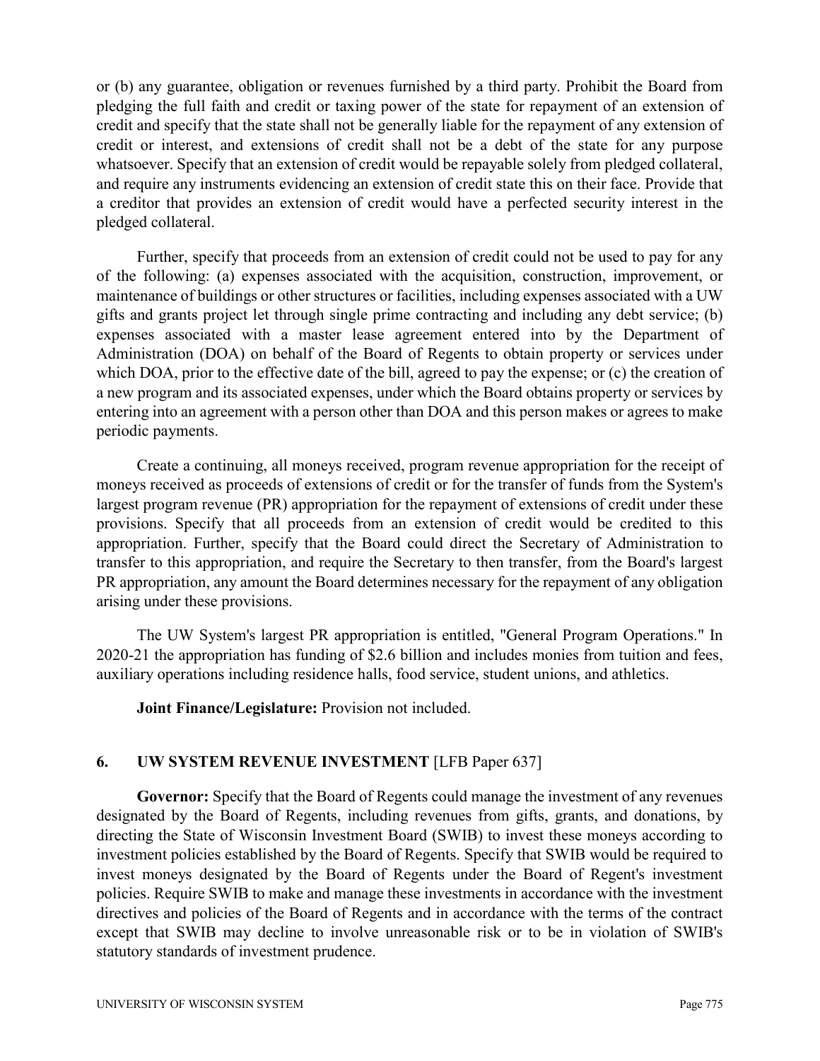or (b) any guarantee, obligation or revenues furnished by a third party. Prohibit the Board from pledging the full faith and credit or taxing power of the state for repayment of an extension of credit and specify that the state shall not be generally liable for the repayment of any extension of credit or interest, and extensions of credit shall not be a debt of the state for any purpose whatsoever. Specify that an extension of credit would be repayable solely from pledged collateral, and require any instruments evidencing an extension of credit state this on their face. Provide that a creditor that provides an extension of credit would have a perfected security interest in the pledged collateral.

Further, specify that proceeds from an extension of credit could not be used to pay for any of the following: (a) expenses associated with the acquisition, construction, improvement, or maintenance of buildings or other structures or facilities, including expenses associated with a UW gifts and grants project let through single prime contracting and including any debt service; (b) expenses associated with a master lease agreement entered into by the Department of Administration (DOA) on behalf of the Board of Regents to obtain property or services under which DOA, prior to the effective date of the bill, agreed to pay the expense; or (c) the creation of a new program and its associated expenses, under which the Board obtains property or services by entering into an agreement with a person other than DOA and this person makes or agrees to make periodic payments.

Create a continuing, all moneys received, program revenue appropriation for the receipt of moneys received as proceeds of extensions of credit or for the transfer of funds from the System's largest program revenue (PR) appropriation for the repayment of extensions of credit under these provisions. Specify that all proceeds from an extension of credit would be credited to this appropriation. Further, specify that the Board could direct the Secretary of Administration to transfer to this appropriation, and require the Secretary to then transfer, from the Board's largest PR appropriation, any amount the Board determines necessary for the repayment of any obligation arising under these provisions.

The UW System's largest PR appropriation is entitled, "General Program Operations." In 2020-21 the appropriation has funding of $2.6 billion and includes monies from tuition and fees, auxiliary operations including residence halls, food service, student unions, and athletics.

**Joint Finance/Legislature:** Provision not included.

## 6. UW SYSTEM REVENUE INVESTMENT [LFB Paper 637]

**Governor:** Specify that the Board of Regents could manage the investment of any revenues designated by the Board of Regents, including revenues from gifts, grants, and donations, by directing the State of Wisconsin Investment Board (SWIB) to invest these moneys according to investment policies established by the Board of Regents. Specify that SWIB would be required to invest moneys designated by the Board of Regents under the Board of Regent's investment policies. Require SWIB to make and manage these investments in accordance with the investment directives and policies of the Board of Regents and in accordance with the terms of the contract except that SWIB may decline to involve unreasonable risk or to be in violation of SWIB's statutory standards of investment prudence.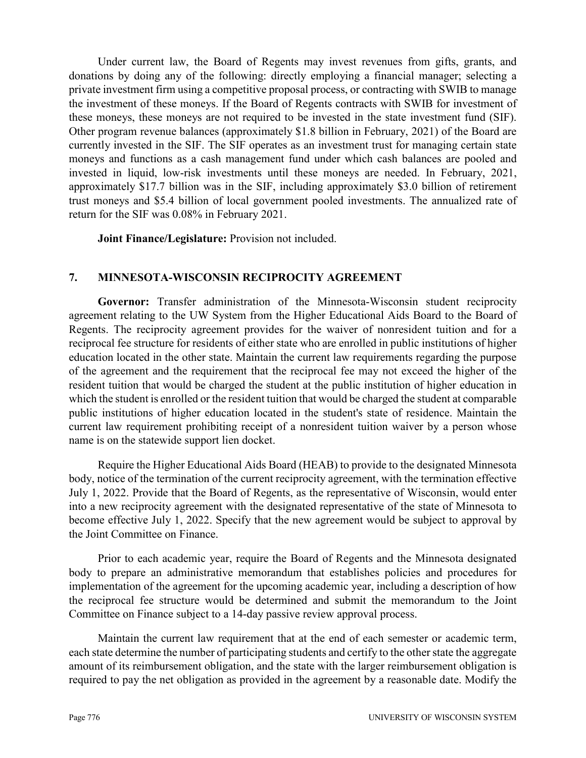Under current law, the Board of Regents may invest revenues from gifts, grants, and donations by doing any of the following: directly employing a financial manager; selecting a private investment firm using a competitive proposal process, or contracting with SWIB to manage the investment of these moneys. If the Board of Regents contracts with SWIB for investment of these moneys, these moneys are not required to be invested in the state investment fund (SIF). Other program revenue balances (approximately $1.8 billion in February, 2021) of the Board are currently invested in the SIF. The SIF operates as an investment trust for managing certain state moneys and functions as a cash management fund under which cash balances are pooled and invested in liquid, low-risk investments until these moneys are needed. In February, 2021, approximately $17.7 billion was in the SIF, including approximately $3.0 billion of retirement trust moneys and $5.4 billion of local government pooled investments. The annualized rate of return for the SIF was 0.08% in February 2021.

**Joint Finance/Legislature:** Provision not included.

## 7. MINNESOTA-WISCONSIN RECIPROCITY AGREEMENT

**Governor:** Transfer administration of the Minnesota-Wisconsin student reciprocity agreement relating to the UW System from the Higher Educational Aids Board to the Board of Regents. The reciprocity agreement provides for the waiver of nonresident tuition and for a reciprocal fee structure for residents of either state who are enrolled in public institutions of higher education located in the other state. Maintain the current law requirements regarding the purpose of the agreement and the requirement that the reciprocal fee may not exceed the higher of the resident tuition that would be charged the student at the public institution of higher education in which the student is enrolled or the resident tuition that would be charged the student at comparable public institutions of higher education located in the student's state of residence. Maintain the current law requirement prohibiting receipt of a nonresident tuition waiver by a person whose name is on the statewide support lien docket.

Require the Higher Educational Aids Board (HEAB) to provide to the designated Minnesota body, notice of the termination of the current reciprocity agreement, with the termination effective July 1, 2022. Provide that the Board of Regents, as the representative of Wisconsin, would enter into a new reciprocity agreement with the designated representative of the state of Minnesota to become effective July 1, 2022. Specify that the new agreement would be subject to approval by the Joint Committee on Finance.

Prior to each academic year, require the Board of Regents and the Minnesota designated body to prepare an administrative memorandum that establishes policies and procedures for implementation of the agreement for the upcoming academic year, including a description of how the reciprocal fee structure would be determined and submit the memorandum to the Joint Committee on Finance subject to a 14-day passive review approval process.

Maintain the current law requirement that at the end of each semester or academic term, each state determine the number of participating students and certify to the other state the aggregate amount of its reimbursement obligation, and the state with the larger reimbursement obligation is required to pay the net obligation as provided in the agreement by a reasonable date. Modify the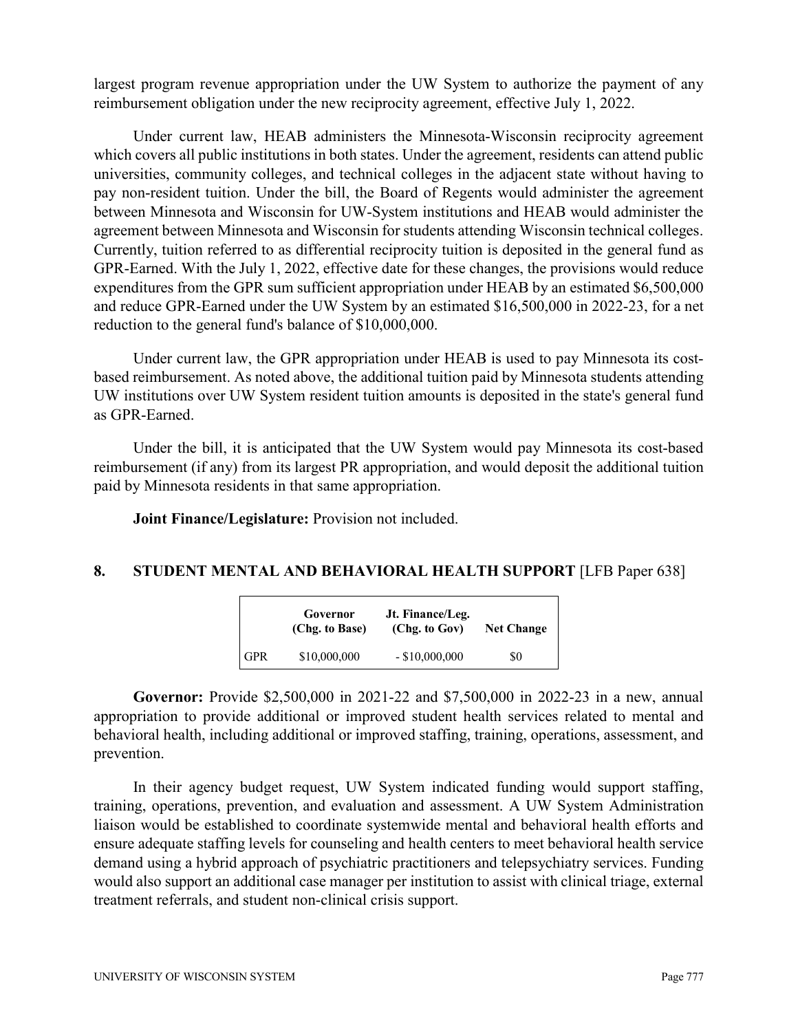largest program revenue appropriation under the UW System to authorize the payment of any reimbursement obligation under the new reciprocity agreement, effective July 1, 2022.

Under current law, HEAB administers the Minnesota-Wisconsin reciprocity agreement which covers all public institutions in both states. Under the agreement, residents can attend public universities, community colleges, and technical colleges in the adjacent state without having to pay non-resident tuition. Under the bill, the Board of Regents would administer the agreement between Minnesota and Wisconsin for UW-System institutions and HEAB would administer the agreement between Minnesota and Wisconsin for students attending Wisconsin technical colleges. Currently, tuition referred to as differential reciprocity tuition is deposited in the general fund as GPR-Earned. With the July 1, 2022, effective date for these changes, the provisions would reduce expenditures from the GPR sum sufficient appropriation under HEAB by an estimated $6,500,000 and reduce GPR-Earned under the UW System by an estimated $16,500,000 in 2022-23, for a net reduction to the general fund's balance of $10,000,000.

Under current law, the GPR appropriation under HEAB is used to pay Minnesota its cost-based reimbursement. As noted above, the additional tuition paid by Minnesota students attending UW institutions over UW System resident tuition amounts is deposited in the state's general fund as GPR-Earned.

Under the bill, it is anticipated that the UW System would pay Minnesota its cost-based reimbursement (if any) from its largest PR appropriation, and would deposit the additional tuition paid by Minnesota residents in that same appropriation.

**Joint Finance/Legislature:** Provision not included.

## 8. STUDENT MENTAL AND BEHAVIORAL HEALTH SUPPORT [LFB Paper 638]

| | Governor (Chg. to Base) | Jt. Finance/Leg. (Chg. to Gov) | Net Change |
|---|---|---|---|
| GPR | $10,000,000 | - $10,000,000 | $0 |

**Governor:** Provide $2,500,000 in 2021-22 and $7,500,000 in 2022-23 in a new, annual appropriation to provide additional or improved student health services related to mental and behavioral health, including additional or improved staffing, training, operations, assessment, and prevention.

In their agency budget request, UW System indicated funding would support staffing, training, operations, prevention, and evaluation and assessment. A UW System Administration liaison would be established to coordinate systemwide mental and behavioral health efforts and ensure adequate staffing levels for counseling and health centers to meet behavioral health service demand using a hybrid approach of psychiatric practitioners and telepsychiatry services. Funding would also support an additional case manager per institution to assist with clinical triage, external treatment referrals, and student non-clinical crisis support.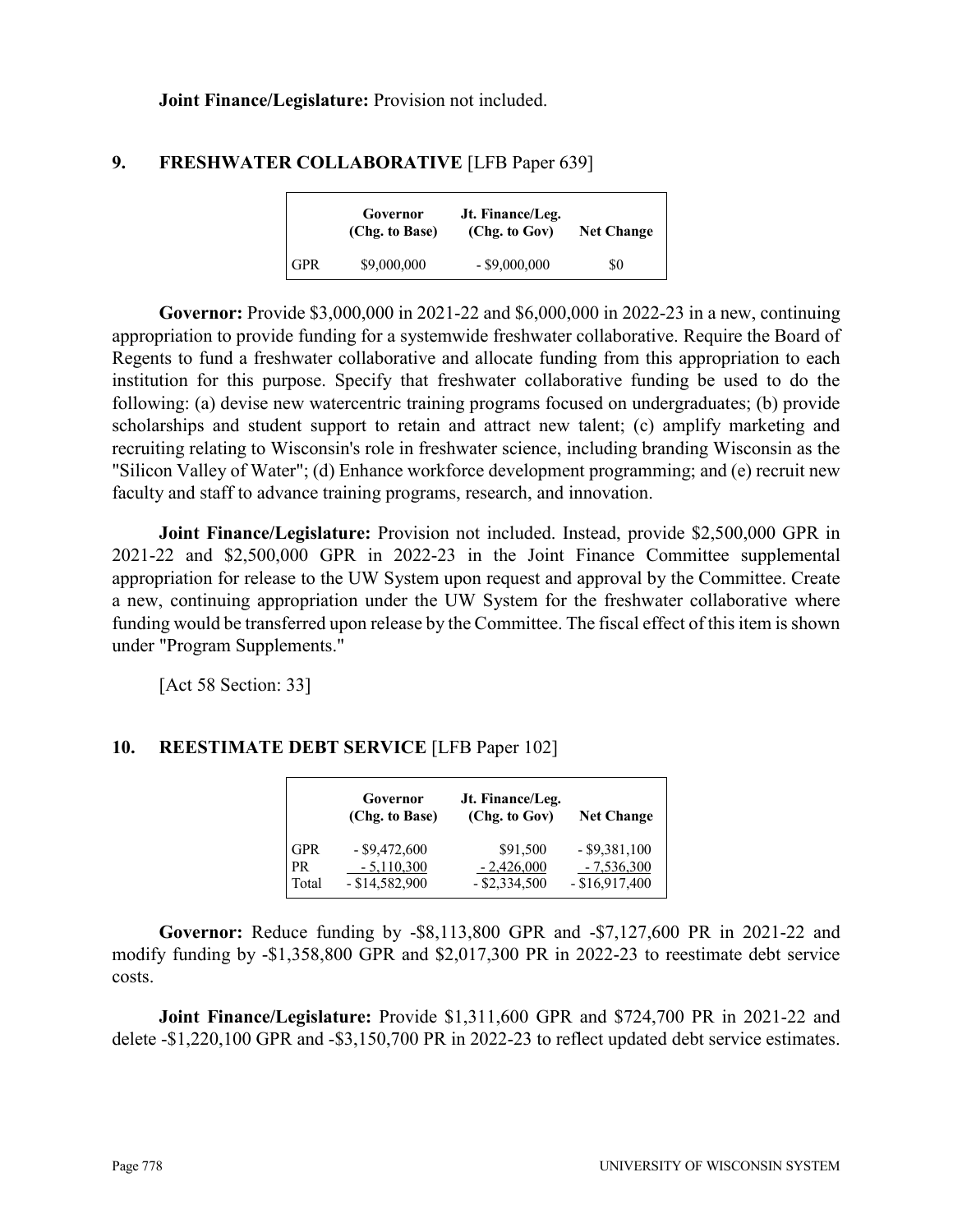**Joint Finance/Legislature:** Provision not included.

## 9. FRESHWATER COLLABORATIVE [LFB Paper 639]

| | Governor (Chg. to Base) | Jt. Finance/Leg. (Chg. to Gov) | Net Change |
|---|---|---|---|
| GPR | $9,000,000 | - $9,000,000 | $0 |

**Governor:** Provide $3,000,000 in 2021-22 and $6,000,000 in 2022-23 in a new, continuing appropriation to provide funding for a systemwide freshwater collaborative. Require the Board of Regents to fund a freshwater collaborative and allocate funding from this appropriation to each institution for this purpose. Specify that freshwater collaborative funding be used to do the following: (a) devise new watercentric training programs focused on undergraduates; (b) provide scholarships and student support to retain and attract new talent; (c) amplify marketing and recruiting relating to Wisconsin's role in freshwater science, including branding Wisconsin as the "Silicon Valley of Water"; (d) Enhance workforce development programming; and (e) recruit new faculty and staff to advance training programs, research, and innovation.

**Joint Finance/Legislature:** Provision not included. Instead, provide $2,500,000 GPR in 2021-22 and $2,500,000 GPR in 2022-23 in the Joint Finance Committee supplemental appropriation for release to the UW System upon request and approval by the Committee. Create a new, continuing appropriation under the UW System for the freshwater collaborative where funding would be transferred upon release by the Committee. The fiscal effect of this item is shown under "Program Supplements."

[Act 58 Section: 33]

## 10. REESTIMATE DEBT SERVICE [LFB Paper 102]

| | Governor (Chg. to Base) | Jt. Finance/Leg. (Chg. to Gov) | Net Change |
|---|---|---|---|
| GPR | - $9,472,600 | $91,500 | - $9,381,100 |
| PR | - 5,110,300 | - 2,426,000 | - 7,536,300 |
| Total | - $14,582,900 | - $2,334,500 | - $16,917,400 |

**Governor:** Reduce funding by -$8,113,800 GPR and -$7,127,600 PR in 2021-22 and modify funding by -$1,358,800 GPR and $2,017,300 PR in 2022-23 to reestimate debt service costs.

**Joint Finance/Legislature:** Provide $1,311,600 GPR and $724,700 PR in 2021-22 and delete -$1,220,100 GPR and -$3,150,700 PR in 2022-23 to reflect updated debt service estimates.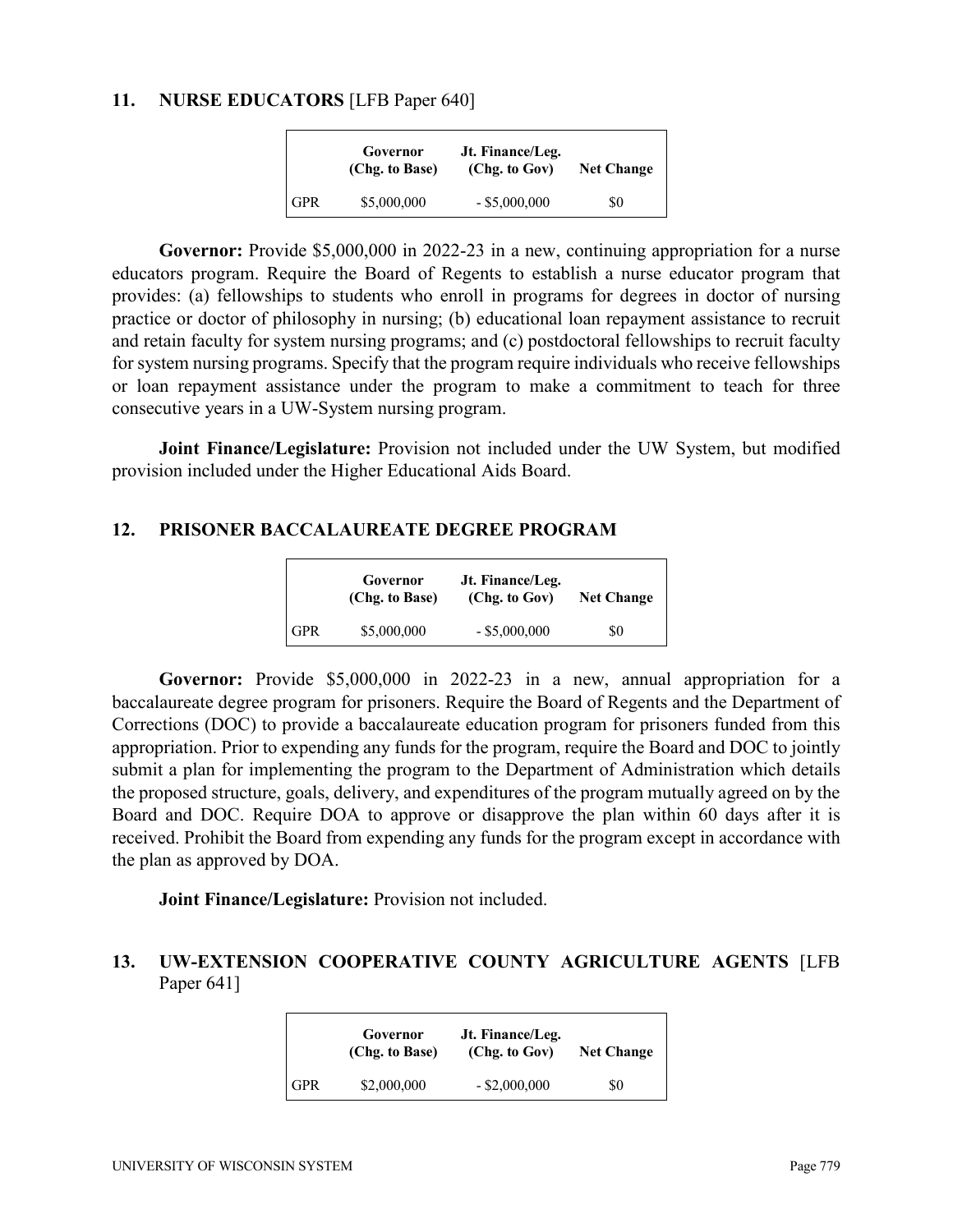## 11. NURSE EDUCATORS [LFB Paper 640]

| | Governor (Chg. to Base) | Jt. Finance/Leg. (Chg. to Gov) | Net Change |
|---|---|---|---|
| GPR | $5,000,000 | - $5,000,000 | $0 |

**Governor:** Provide $5,000,000 in 2022-23 in a new, continuing appropriation for a nurse educators program. Require the Board of Regents to establish a nurse educator program that provides: (a) fellowships to students who enroll in programs for degrees in doctor of nursing practice or doctor of philosophy in nursing; (b) educational loan repayment assistance to recruit and retain faculty for system nursing programs; and (c) postdoctoral fellowships to recruit faculty for system nursing programs. Specify that the program require individuals who receive fellowships or loan repayment assistance under the program to make a commitment to teach for three consecutive years in a UW-System nursing program.

**Joint Finance/Legislature:** Provision not included under the UW System, but modified provision included under the Higher Educational Aids Board.

## 12. PRISONER BACCALAUREATE DEGREE PROGRAM

| | Governor (Chg. to Base) | Jt. Finance/Leg. (Chg. to Gov) | Net Change |
|---|---|---|---|
| GPR | $5,000,000 | - $5,000,000 | $0 |

**Governor:** Provide $5,000,000 in 2022-23 in a new, annual appropriation for a baccalaureate degree program for prisoners. Require the Board of Regents and the Department of Corrections (DOC) to provide a baccalaureate education program for prisoners funded from this appropriation. Prior to expending any funds for the program, require the Board and DOC to jointly submit a plan for implementing the program to the Department of Administration which details the proposed structure, goals, delivery, and expenditures of the program mutually agreed on by the Board and DOC. Require DOA to approve or disapprove the plan within 60 days after it is received. Prohibit the Board from expending any funds for the program except in accordance with the plan as approved by DOA.

**Joint Finance/Legislature:** Provision not included.

## 13. UW-EXTENSION COOPERATIVE COUNTY AGRICULTURE AGENTS [LFB Paper 641]

| | Governor (Chg. to Base) | Jt. Finance/Leg. (Chg. to Gov) | Net Change |
|---|---|---|---|
| GPR | $2,000,000 | - $2,000,000 | $0 |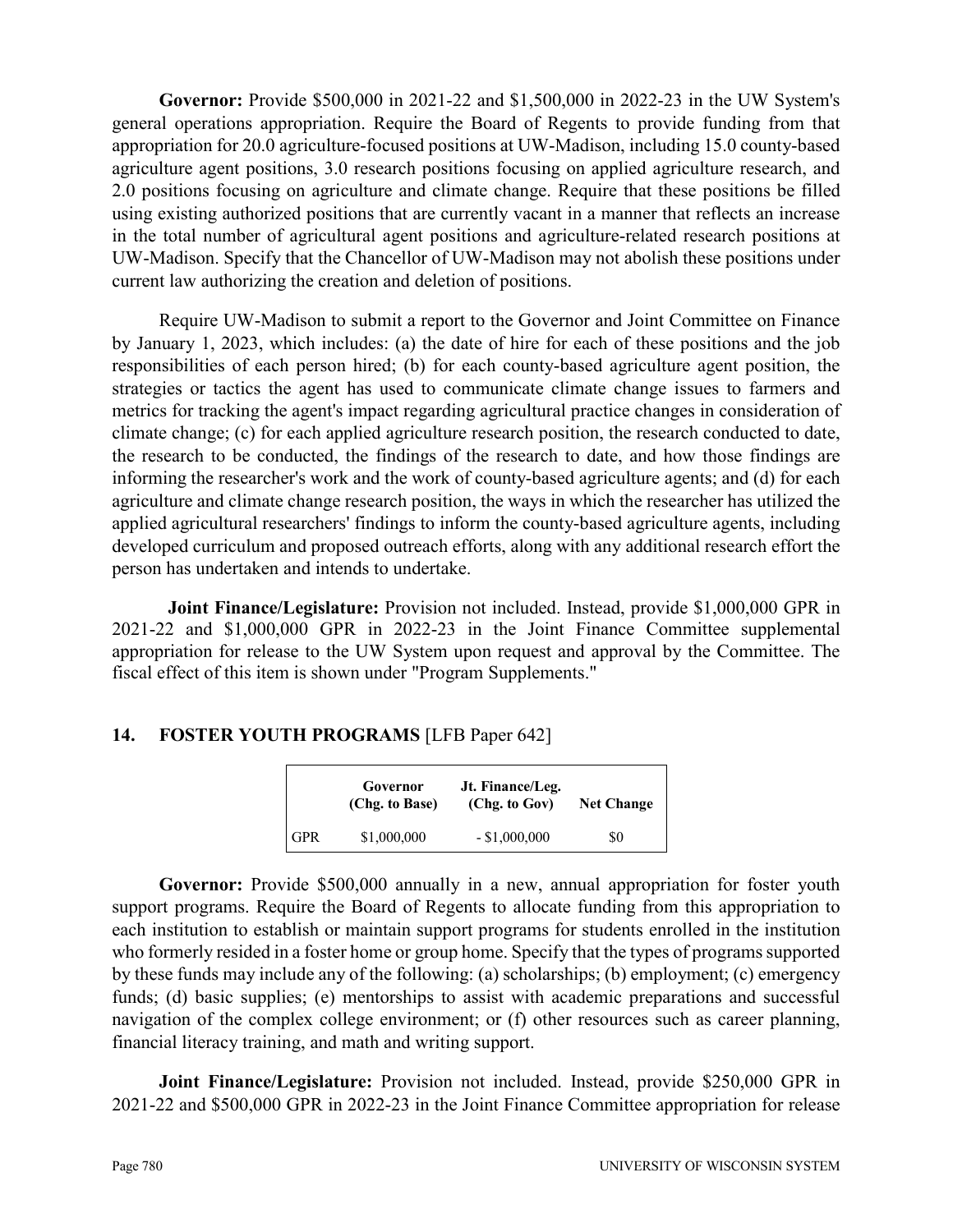**Governor:** Provide \$500,000 in 2021-22 and \$1,500,000 in 2022-23 in the UW System's general operations appropriation. Require the Board of Regents to provide funding from that appropriation for 20.0 agriculture-focused positions at UW-Madison, including 15.0 county-based agriculture agent positions, 3.0 research positions focusing on applied agriculture research, and 2.0 positions focusing on agriculture and climate change. Require that these positions be filled using existing authorized positions that are currently vacant in a manner that reflects an increase in the total number of agricultural agent positions and agriculture-related research positions at UW-Madison. Specify that the Chancellor of UW-Madison may not abolish these positions under current law authorizing the creation and deletion of positions.

Require UW-Madison to submit a report to the Governor and Joint Committee on Finance by January 1, 2023, which includes: (a) the date of hire for each of these positions and the job responsibilities of each person hired; (b) for each county-based agriculture agent position, the strategies or tactics the agent has used to communicate climate change issues to farmers and metrics for tracking the agent's impact regarding agricultural practice changes in consideration of climate change; (c) for each applied agriculture research position, the research conducted to date, the research to be conducted, the findings of the research to date, and how those findings are informing the researcher's work and the work of county-based agriculture agents; and (d) for each agriculture and climate change research position, the ways in which the researcher has utilized the applied agricultural researchers' findings to inform the county-based agriculture agents, including developed curriculum and proposed outreach efforts, along with any additional research effort the person has undertaken and intends to undertake.

**Joint Finance/Legislature:** Provision not included. Instead, provide \$1,000,000 GPR in 2021-22 and \$1,000,000 GPR in 2022-23 in the Joint Finance Committee supplemental appropriation for release to the UW System upon request and approval by the Committee. The fiscal effect of this item is shown under "Program Supplements."

## 14. FOSTER YOUTH PROGRAMS [LFB Paper 642]

| | Governor (Chg. to Base) | Jt. Finance/Leg. (Chg. to Gov) | Net Change |
|---|---|---|---|
| GPR | \$1,000,000 | - \$1,000,000 | \$0 |

**Governor:** Provide \$500,000 annually in a new, annual appropriation for foster youth support programs. Require the Board of Regents to allocate funding from this appropriation to each institution to establish or maintain support programs for students enrolled in the institution who formerly resided in a foster home or group home. Specify that the types of programs supported by these funds may include any of the following: (a) scholarships; (b) employment; (c) emergency funds; (d) basic supplies; (e) mentorships to assist with academic preparations and successful navigation of the complex college environment; or (f) other resources such as career planning, financial literacy training, and math and writing support.

**Joint Finance/Legislature:** Provision not included. Instead, provide \$250,000 GPR in 2021-22 and \$500,000 GPR in 2022-23 in the Joint Finance Committee appropriation for release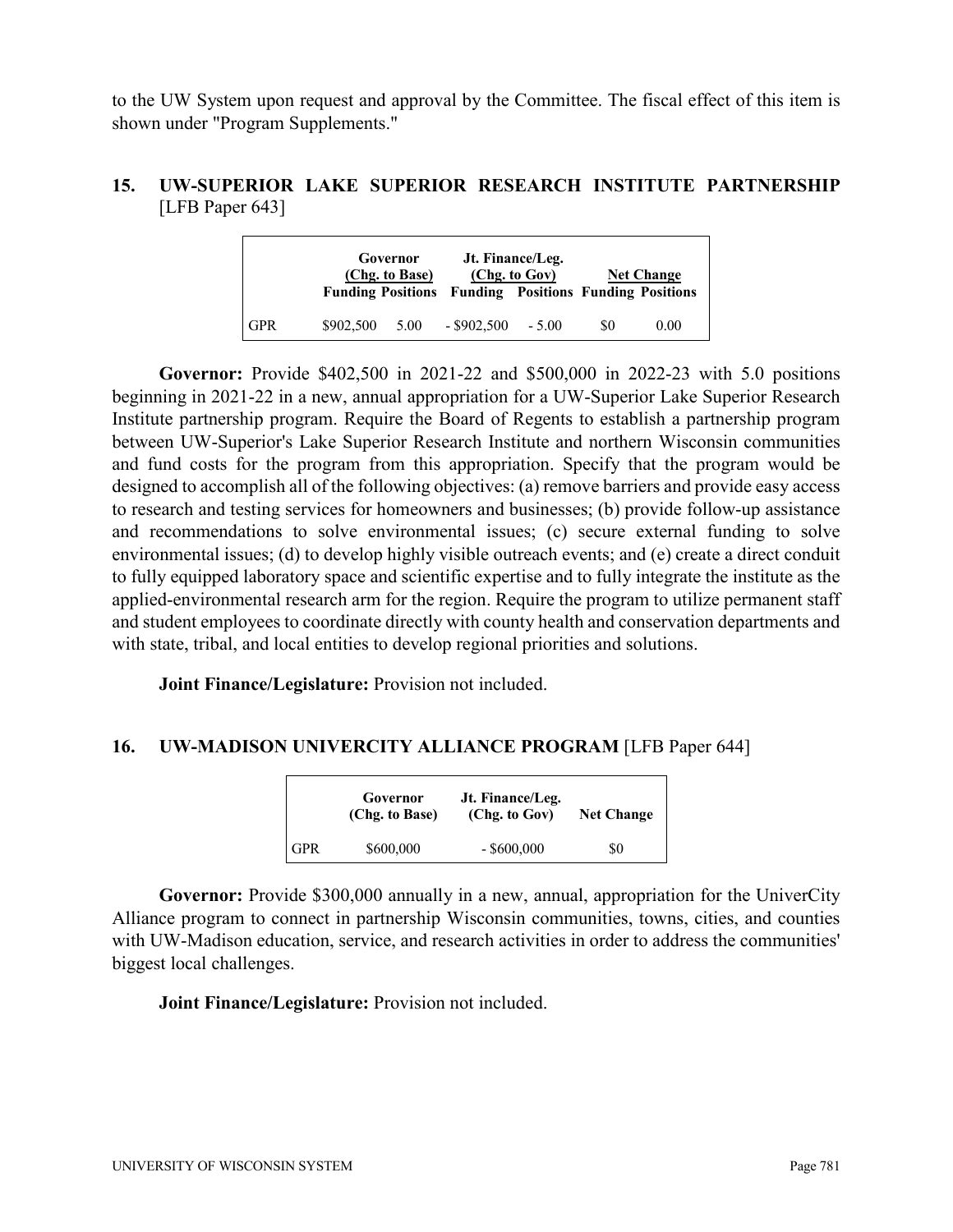to the UW System upon request and approval by the Committee. The fiscal effect of this item is shown under "Program Supplements."

## 15. UW-SUPERIOR LAKE SUPERIOR RESEARCH INSTITUTE PARTNERSHIP [LFB Paper 643]

| | Governor (Chg. to Base) | | Jt. Finance/Leg. (Chg. to Gov) | | Net Change | |
|---|---|---|---|---|---|---|
| | Funding | Positions | Funding | Positions | Funding | Positions |
| GPR | $902,500 | 5.00 | - $902,500 | - 5.00 | $0 | 0.00 |

**Governor:** Provide $402,500 in 2021-22 and $500,000 in 2022-23 with 5.0 positions beginning in 2021-22 in a new, annual appropriation for a UW-Superior Lake Superior Research Institute partnership program. Require the Board of Regents to establish a partnership program between UW-Superior's Lake Superior Research Institute and northern Wisconsin communities and fund costs for the program from this appropriation. Specify that the program would be designed to accomplish all of the following objectives: (a) remove barriers and provide easy access to research and testing services for homeowners and businesses; (b) provide follow-up assistance and recommendations to solve environmental issues; (c) secure external funding to solve environmental issues; (d) to develop highly visible outreach events; and (e) create a direct conduit to fully equipped laboratory space and scientific expertise and to fully integrate the institute as the applied-environmental research arm for the region. Require the program to utilize permanent staff and student employees to coordinate directly with county health and conservation departments and with state, tribal, and local entities to develop regional priorities and solutions.

**Joint Finance/Legislature:** Provision not included.

## 16. UW-MADISON UNIVERCITY ALLIANCE PROGRAM [LFB Paper 644]

| | Governor (Chg. to Base) | Jt. Finance/Leg. (Chg. to Gov) | Net Change |
|---|---|---|---|
| GPR | $600,000 | - $600,000 | $0 |

**Governor:** Provide $300,000 annually in a new, annual, appropriation for the UniverCity Alliance program to connect in partnership Wisconsin communities, towns, cities, and counties with UW-Madison education, service, and research activities in order to address the communities' biggest local challenges.

**Joint Finance/Legislature:** Provision not included.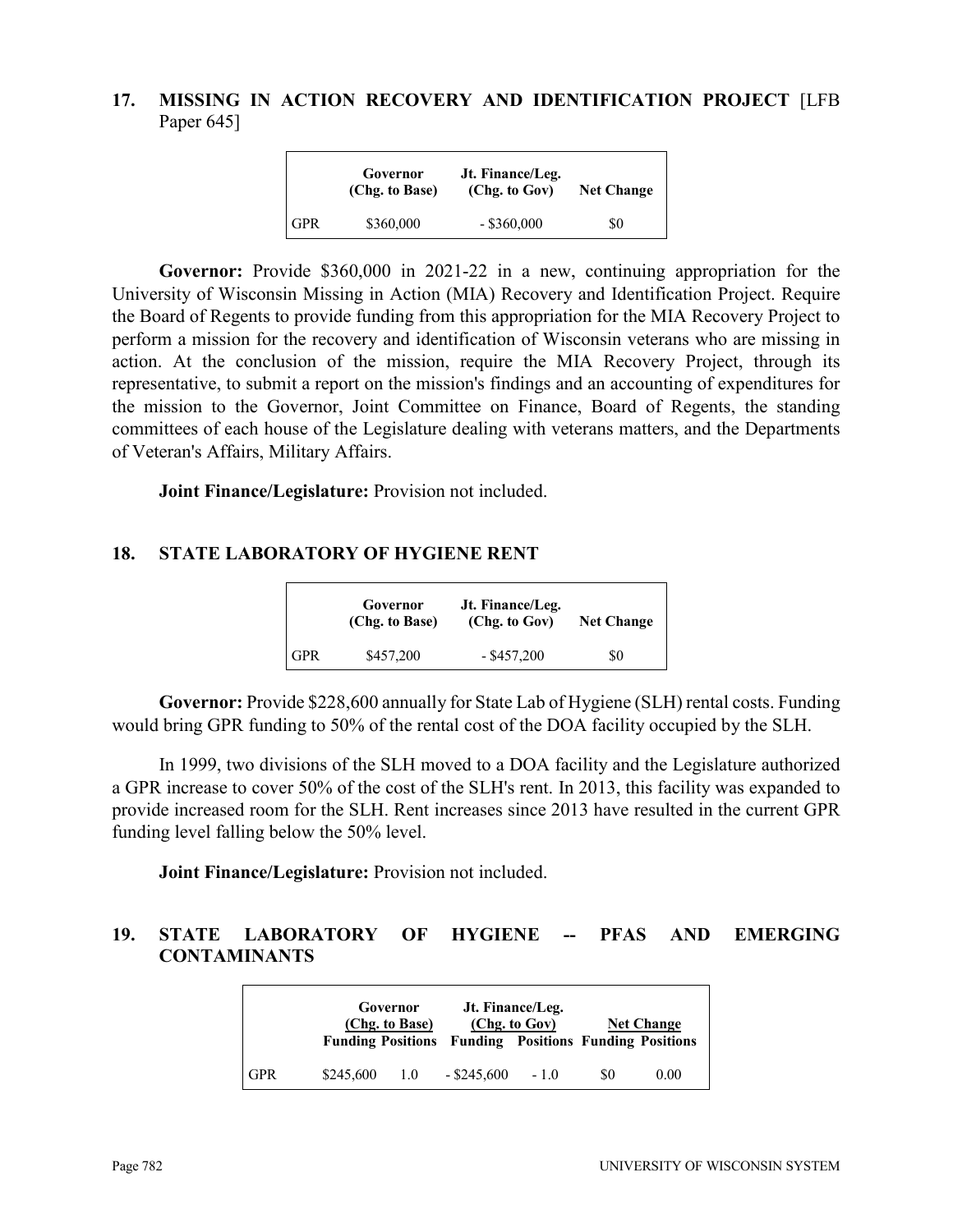## 17. MISSING IN ACTION RECOVERY AND IDENTIFICATION PROJECT [LFB Paper 645]

| | Governor (Chg. to Base) | Jt. Finance/Leg. (Chg. to Gov) | Net Change |
|---|---|---|---|
| GPR | $360,000 | - $360,000 | $0 |

**Governor:** Provide $360,000 in 2021-22 in a new, continuing appropriation for the University of Wisconsin Missing in Action (MIA) Recovery and Identification Project. Require the Board of Regents to provide funding from this appropriation for the MIA Recovery Project to perform a mission for the recovery and identification of Wisconsin veterans who are missing in action. At the conclusion of the mission, require the MIA Recovery Project, through its representative, to submit a report on the mission's findings and an accounting of expenditures for the mission to the Governor, Joint Committee on Finance, Board of Regents, the standing committees of each house of the Legislature dealing with veterans matters, and the Departments of Veteran's Affairs, Military Affairs.

**Joint Finance/Legislature:** Provision not included.

## 18. STATE LABORATORY OF HYGIENE RENT

| | Governor (Chg. to Base) | Jt. Finance/Leg. (Chg. to Gov) | Net Change |
|---|---|---|---|
| GPR | $457,200 | - $457,200 | $0 |

**Governor:** Provide $228,600 annually for State Lab of Hygiene (SLH) rental costs. Funding would bring GPR funding to 50% of the rental cost of the DOA facility occupied by the SLH.

In 1999, two divisions of the SLH moved to a DOA facility and the Legislature authorized a GPR increase to cover 50% of the cost of the SLH's rent. In 2013, this facility was expanded to provide increased room for the SLH. Rent increases since 2013 have resulted in the current GPR funding level falling below the 50% level.

**Joint Finance/Legislature:** Provision not included.

## 19. STATE LABORATORY OF HYGIENE -- PFAS AND EMERGING CONTAMINANTS

| | Governor (Chg. to Base) | | Jt. Finance/Leg. (Chg. to Gov) | | Net Change | |
|---|---|---|---|---|---|---|
| | Funding | Positions | Funding | Positions | Funding | Positions |
| GPR | $245,600 | 1.0 | - $245,600 | - 1.0 | $0 | 0.00 |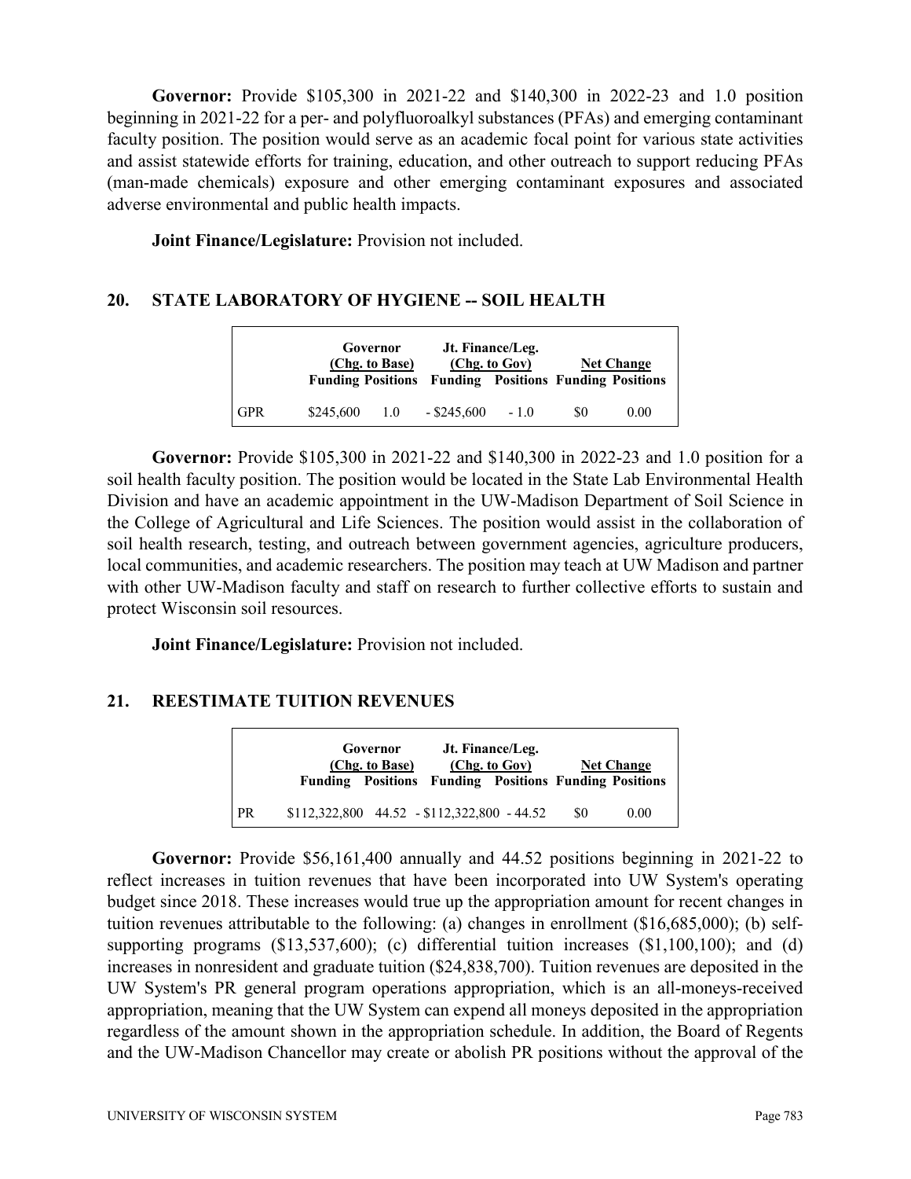**Governor:** Provide $105,300 in 2021-22 and $140,300 in 2022-23 and 1.0 position beginning in 2021-22 for a per- and polyfluoroalkyl substances (PFAs) and emerging contaminant faculty position. The position would serve as an academic focal point for various state activities and assist statewide efforts for training, education, and other outreach to support reducing PFAs (man-made chemicals) exposure and other emerging contaminant exposures and associated adverse environmental and public health impacts.

**Joint Finance/Legislature:** Provision not included.

## 20. STATE LABORATORY OF HYGIENE -- SOIL HEALTH

| | Governor (Chg. to Base) | | Jt. Finance/Leg. (Chg. to Gov) | | Net Change | |
|---|---|---|---|---|---|---|
| | Funding | Positions | Funding | Positions | Funding | Positions |
| GPR | $245,600 | 1.0 | - $245,600 | - 1.0 | $0 | 0.00 |

**Governor:** Provide $105,300 in 2021-22 and $140,300 in 2022-23 and 1.0 position for a soil health faculty position. The position would be located in the State Lab Environmental Health Division and have an academic appointment in the UW-Madison Department of Soil Science in the College of Agricultural and Life Sciences. The position would assist in the collaboration of soil health research, testing, and outreach between government agencies, agriculture producers, local communities, and academic researchers. The position may teach at UW Madison and partner with other UW-Madison faculty and staff on research to further collective efforts to sustain and protect Wisconsin soil resources.

**Joint Finance/Legislature:** Provision not included.

## 21. REESTIMATE TUITION REVENUES

| | Governor (Chg. to Base) | | Jt. Finance/Leg. (Chg. to Gov) | | Net Change | |
|---|---|---|---|---|---|---|
| | Funding | Positions | Funding | Positions | Funding | Positions |
| PR | $112,322,800 | 44.52 | - $112,322,800 | - 44.52 | $0 | 0.00 |

**Governor:** Provide $56,161,400 annually and 44.52 positions beginning in 2021-22 to reflect increases in tuition revenues that have been incorporated into UW System's operating budget since 2018. These increases would true up the appropriation amount for recent changes in tuition revenues attributable to the following: (a) changes in enrollment ($16,685,000); (b) self-supporting programs ($13,537,600); (c) differential tuition increases ($1,100,100); and (d) increases in nonresident and graduate tuition ($24,838,700). Tuition revenues are deposited in the UW System's PR general program operations appropriation, which is an all-moneys-received appropriation, meaning that the UW System can expend all moneys deposited in the appropriation regardless of the amount shown in the appropriation schedule. In addition, the Board of Regents and the UW-Madison Chancellor may create or abolish PR positions without the approval of the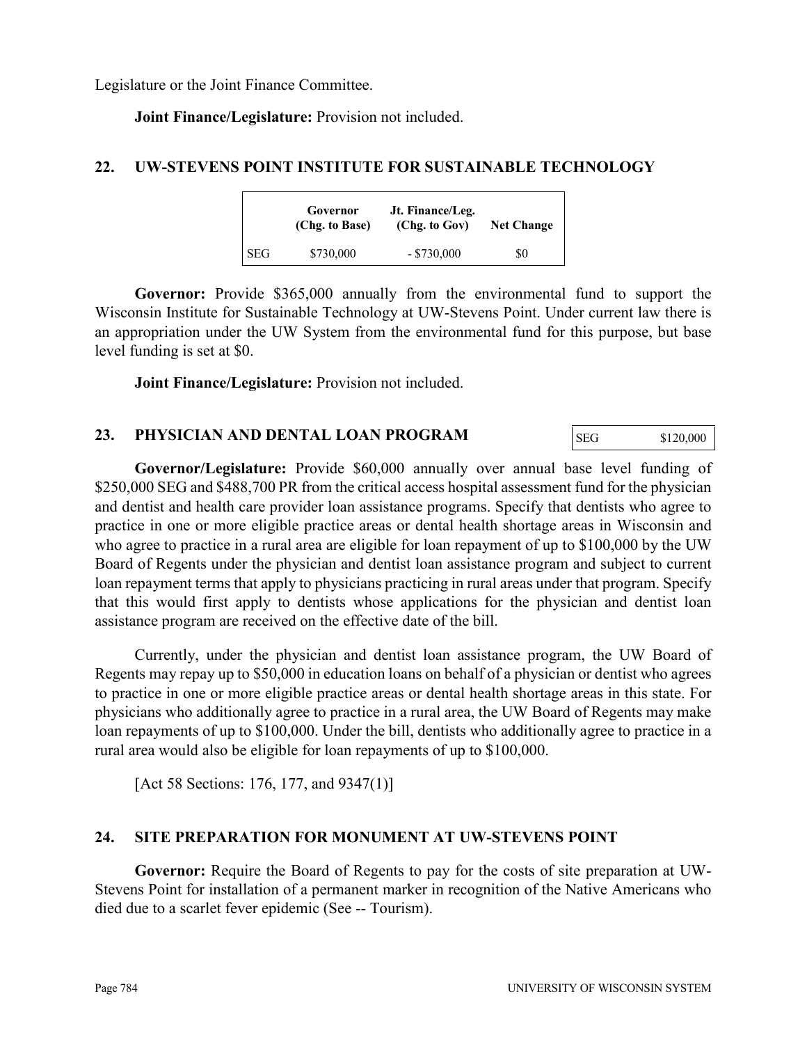Legislature or the Joint Finance Committee.

**Joint Finance/Legislature:** Provision not included.

## 22. UW-STEVENS POINT INSTITUTE FOR SUSTAINABLE TECHNOLOGY

| | Governor (Chg. to Base) | Jt. Finance/Leg. (Chg. to Gov) | Net Change |
|---|---|---|---|
| SEG | $730,000 | - $730,000 | $0 |

**Governor:** Provide $365,000 annually from the environmental fund to support the Wisconsin Institute for Sustainable Technology at UW-Stevens Point. Under current law there is an appropriation under the UW System from the environmental fund for this purpose, but base level funding is set at $0.

**Joint Finance/Legislature:** Provision not included.

## 23. PHYSICIAN AND DENTAL LOAN PROGRAM

| SEG | $120,000 |
|---|---|

**Governor/Legislature:** Provide $60,000 annually over annual base level funding of $250,000 SEG and $488,700 PR from the critical access hospital assessment fund for the physician and dentist and health care provider loan assistance programs. Specify that dentists who agree to practice in one or more eligible practice areas or dental health shortage areas in Wisconsin and who agree to practice in a rural area are eligible for loan repayment of up to $100,000 by the UW Board of Regents under the physician and dentist loan assistance program and subject to current loan repayment terms that apply to physicians practicing in rural areas under that program. Specify that this would first apply to dentists whose applications for the physician and dentist loan assistance program are received on the effective date of the bill.

Currently, under the physician and dentist loan assistance program, the UW Board of Regents may repay up to $50,000 in education loans on behalf of a physician or dentist who agrees to practice in one or more eligible practice areas or dental health shortage areas in this state. For physicians who additionally agree to practice in a rural area, the UW Board of Regents may make loan repayments of up to $100,000. Under the bill, dentists who additionally agree to practice in a rural area would also be eligible for loan repayments of up to $100,000.

[Act 58 Sections: 176, 177, and 9347(1)]

## 24. SITE PREPARATION FOR MONUMENT AT UW-STEVENS POINT

**Governor:** Require the Board of Regents to pay for the costs of site preparation at UW-Stevens Point for installation of a permanent marker in recognition of the Native Americans who died due to a scarlet fever epidemic (See -- Tourism).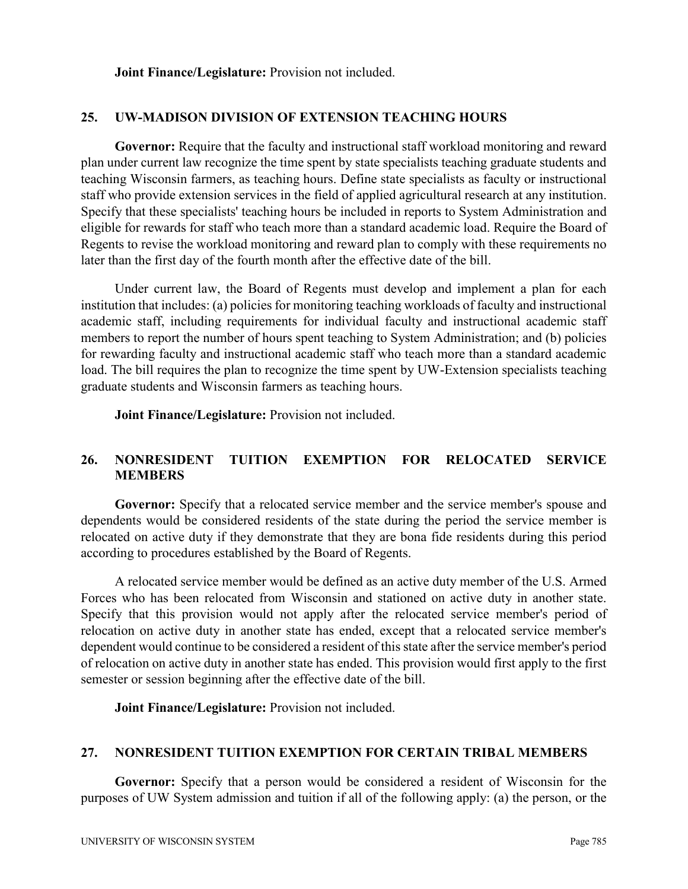**Joint Finance/Legislature:** Provision not included.

## 25. UW-MADISON DIVISION OF EXTENSION TEACHING HOURS

**Governor:** Require that the faculty and instructional staff workload monitoring and reward plan under current law recognize the time spent by state specialists teaching graduate students and teaching Wisconsin farmers, as teaching hours. Define state specialists as faculty or instructional staff who provide extension services in the field of applied agricultural research at any institution. Specify that these specialists' teaching hours be included in reports to System Administration and eligible for rewards for staff who teach more than a standard academic load. Require the Board of Regents to revise the workload monitoring and reward plan to comply with these requirements no later than the first day of the fourth month after the effective date of the bill.

Under current law, the Board of Regents must develop and implement a plan for each institution that includes: (a) policies for monitoring teaching workloads of faculty and instructional academic staff, including requirements for individual faculty and instructional academic staff members to report the number of hours spent teaching to System Administration; and (b) policies for rewarding faculty and instructional academic staff who teach more than a standard academic load. The bill requires the plan to recognize the time spent by UW-Extension specialists teaching graduate students and Wisconsin farmers as teaching hours.

**Joint Finance/Legislature:** Provision not included.

## 26. NONRESIDENT TUITION EXEMPTION FOR RELOCATED SERVICE MEMBERS

**Governor:** Specify that a relocated service member and the service member's spouse and dependents would be considered residents of the state during the period the service member is relocated on active duty if they demonstrate that they are bona fide residents during this period according to procedures established by the Board of Regents.

A relocated service member would be defined as an active duty member of the U.S. Armed Forces who has been relocated from Wisconsin and stationed on active duty in another state. Specify that this provision would not apply after the relocated service member's period of relocation on active duty in another state has ended, except that a relocated service member's dependent would continue to be considered a resident of this state after the service member's period of relocation on active duty in another state has ended. This provision would first apply to the first semester or session beginning after the effective date of the bill.

**Joint Finance/Legislature:** Provision not included.

## 27. NONRESIDENT TUITION EXEMPTION FOR CERTAIN TRIBAL MEMBERS

**Governor:** Specify that a person would be considered a resident of Wisconsin for the purposes of UW System admission and tuition if all of the following apply: (a) the person, or the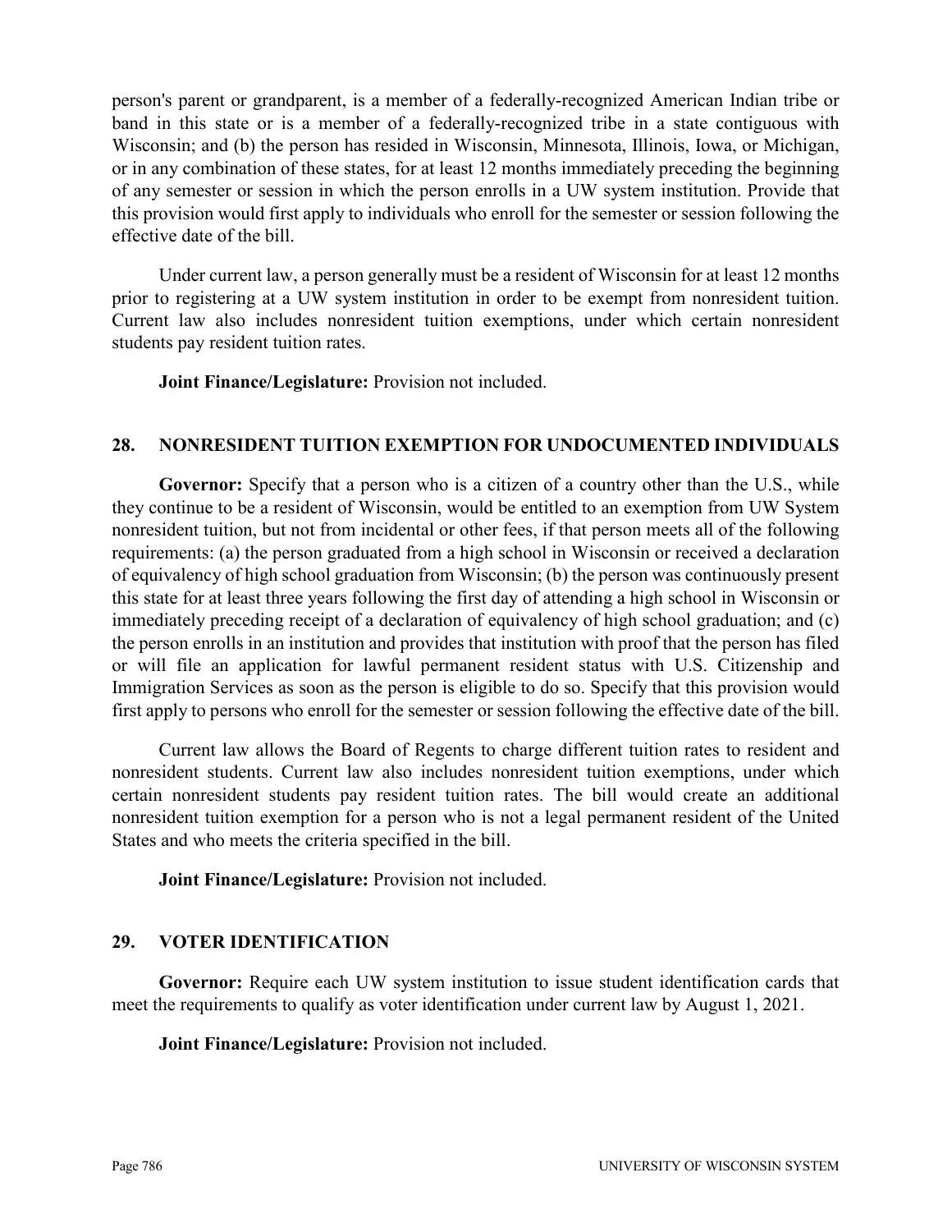person's parent or grandparent, is a member of a federally-recognized American Indian tribe or band in this state or is a member of a federally-recognized tribe in a state contiguous with Wisconsin; and (b) the person has resided in Wisconsin, Minnesota, Illinois, Iowa, or Michigan, or in any combination of these states, for at least 12 months immediately preceding the beginning of any semester or session in which the person enrolls in a UW system institution. Provide that this provision would first apply to individuals who enroll for the semester or session following the effective date of the bill.

Under current law, a person generally must be a resident of Wisconsin for at least 12 months prior to registering at a UW system institution in order to be exempt from nonresident tuition. Current law also includes nonresident tuition exemptions, under which certain nonresident students pay resident tuition rates.

**Joint Finance/Legislature:** Provision not included.

## 28. NONRESIDENT TUITION EXEMPTION FOR UNDOCUMENTED INDIVIDUALS

**Governor:** Specify that a person who is a citizen of a country other than the U.S., while they continue to be a resident of Wisconsin, would be entitled to an exemption from UW System nonresident tuition, but not from incidental or other fees, if that person meets all of the following requirements: (a) the person graduated from a high school in Wisconsin or received a declaration of equivalency of high school graduation from Wisconsin; (b) the person was continuously present this state for at least three years following the first day of attending a high school in Wisconsin or immediately preceding receipt of a declaration of equivalency of high school graduation; and (c) the person enrolls in an institution and provides that institution with proof that the person has filed or will file an application for lawful permanent resident status with U.S. Citizenship and Immigration Services as soon as the person is eligible to do so. Specify that this provision would first apply to persons who enroll for the semester or session following the effective date of the bill.

Current law allows the Board of Regents to charge different tuition rates to resident and nonresident students. Current law also includes nonresident tuition exemptions, under which certain nonresident students pay resident tuition rates. The bill would create an additional nonresident tuition exemption for a person who is not a legal permanent resident of the United States and who meets the criteria specified in the bill.

**Joint Finance/Legislature:** Provision not included.

## 29. VOTER IDENTIFICATION

**Governor:** Require each UW system institution to issue student identification cards that meet the requirements to qualify as voter identification under current law by August 1, 2021.

**Joint Finance/Legislature:** Provision not included.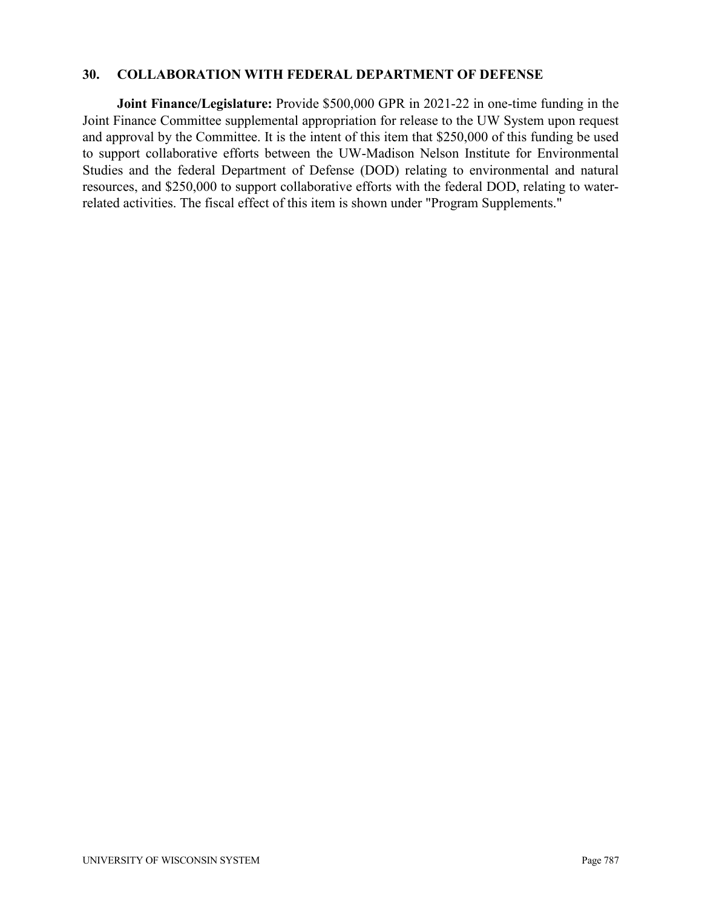## 30. COLLABORATION WITH FEDERAL DEPARTMENT OF DEFENSE

**Joint Finance/Legislature:** Provide $500,000 GPR in 2021-22 in one-time funding in the Joint Finance Committee supplemental appropriation for release to the UW System upon request and approval by the Committee. It is the intent of this item that $250,000 of this funding be used to support collaborative efforts between the UW-Madison Nelson Institute for Environmental Studies and the federal Department of Defense (DOD) relating to environmental and natural resources, and $250,000 to support collaborative efforts with the federal DOD, relating to water-related activities. The fiscal effect of this item is shown under "Program Supplements."